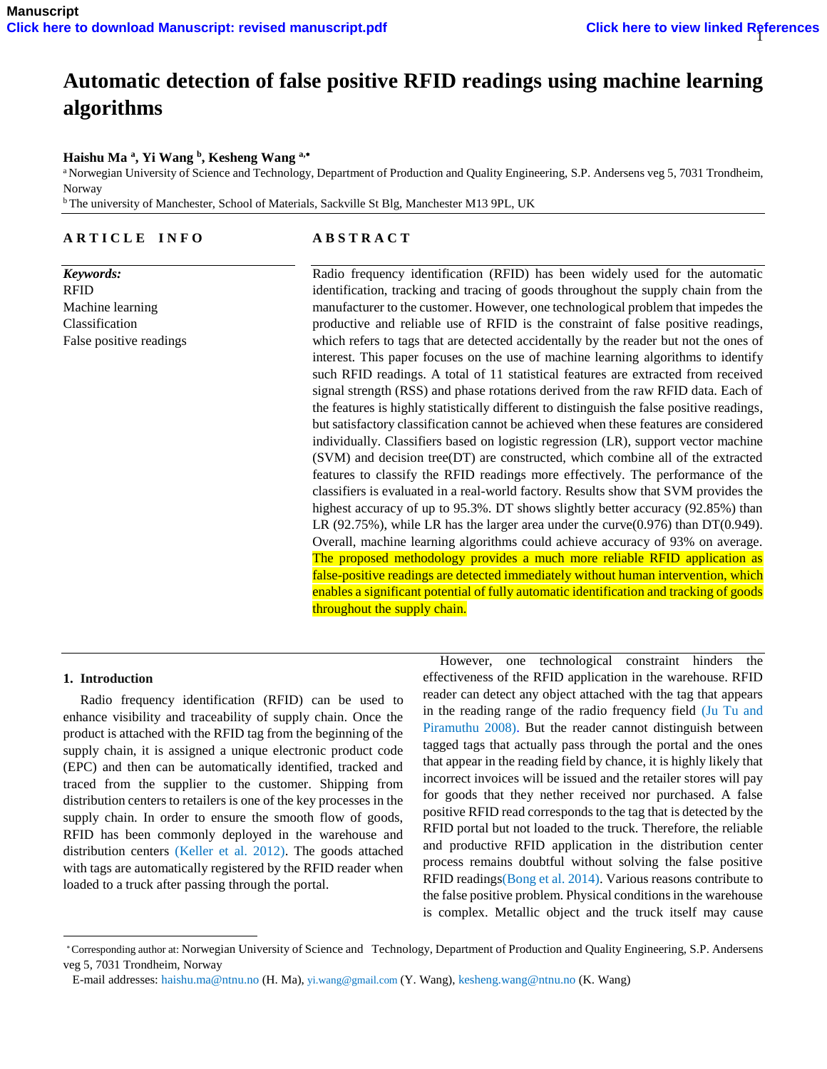# Automatic detection of false positive RFID readings using machine learning algorithms

**Haishu Ma [a], Yi Wang [b], Kesheng Wang [a,*]**

[a] Norwegian University of Science and Technology, Department of Production and Quality Engineering, S.P. Andersens veg 5, 7031 Trondheim, Norway

[b] The university of Manchester, School of Materials, Sackville St Blg, Manchester M13 9PL, UK

**ARTICLE INFO**

*Keywords:*
RFID
Machine learning
Classification
False positive readings

**ABSTRACT**

Radio frequency identification (RFID) has been widely used for the automatic identification, tracking and tracing of goods throughout the supply chain from the manufacturer to the customer. However, one technological problem that impedes the productive and reliable use of RFID is the constraint of false positive readings, which refers to tags that are detected accidentally by the reader but not the ones of interest. This paper focuses on the use of machine learning algorithms to identify such RFID readings. A total of 11 statistical features are extracted from received signal strength (RSS) and phase rotations derived from the raw RFID data. Each of the features is highly statistically different to distinguish the false positive readings, but satisfactory classification cannot be achieved when these features are considered individually. Classifiers based on logistic regression (LR), support vector machine (SVM) and decision tree(DT) are constructed, which combine all of the extracted features to classify the RFID readings more effectively. The performance of the classifiers is evaluated in a real-world factory. Results show that SVM provides the highest accuracy of up to 95.3%. DT shows slightly better accuracy (92.85%) than LR (92.75%), while LR has the larger area under the curve(0.976) than DT(0.949). Overall, machine learning algorithms could achieve accuracy of 93% on average. The proposed methodology provides a much more reliable RFID application as false-positive readings are detected immediately without human intervention, which enables a significant potential of fully automatic identification and tracking of goods throughout the supply chain.

## 1. Introduction

Radio frequency identification (RFID) can be used to enhance visibility and traceability of supply chain. Once the product is attached with the RFID tag from the beginning of the supply chain, it is assigned a unique electronic product code (EPC) and then can be automatically identified, tracked and traced from the supplier to the customer. Shipping from distribution centers to retailers is one of the key processes in the supply chain. In order to ensure the smooth flow of goods, RFID has been commonly deployed in the warehouse and distribution centers (Keller et al. 2012). The goods attached with tags are automatically registered by the RFID reader when loaded to a truck after passing through the portal.

However, one technological constraint hinders the effectiveness of the RFID application in the warehouse. RFID reader can detect any object attached with the tag that appears in the reading range of the radio frequency field (Ju Tu and Piramuthu 2008). But the reader cannot distinguish between tagged tags that actually pass through the portal and the ones that appear in the reading field by chance, it is highly likely that incorrect invoices will be issued and the retailer stores will pay for goods that they nether received nor purchased. A false positive RFID read corresponds to the tag that is detected by the RFID portal but not loaded to the truck. Therefore, the reliable and productive RFID application in the distribution center process remains doubtful without solving the false positive RFID readings(Bong et al. 2014). Various reasons contribute to the false positive problem. Physical conditions in the warehouse is complex. Metallic object and the truck itself may cause

* Corresponding author at: Norwegian University of Science and Technology, Department of Production and Quality Engineering, S.P. Andersens veg 5, 7031 Trondheim, Norway

E-mail addresses: haishu.ma@ntnu.no (H. Ma), yi.wang@gmail.com (Y. Wang), kesheng.wang@ntnu.no (K. Wang)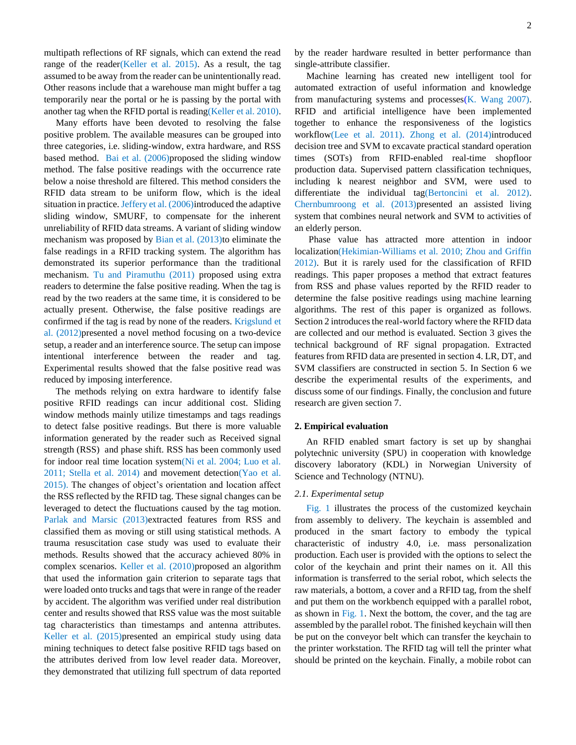multipath reflections of RF signals, which can extend the read range of the reader(Keller et al. 2015). As a result, the tag assumed to be away from the reader can be unintentionally read. Other reasons include that a warehouse man might buffer a tag temporarily near the portal or he is passing by the portal with another tag when the RFID portal is reading(Keller et al. 2010).

Many efforts have been devoted to resolving the false positive problem. The available measures can be grouped into three categories, i.e. sliding-window, extra hardware, and RSS based method. Bai et al. (2006)proposed the sliding window method. The false positive readings with the occurrence rate below a noise threshold are filtered. This method considers the RFID data stream to be uniform flow, which is the ideal situation in practice. Jeffery et al. (2006)introduced the adaptive sliding window, SMURF, to compensate for the inherent unreliability of RFID data streams. A variant of sliding window mechanism was proposed by Bian et al. (2013)to eliminate the false readings in a RFID tracking system. The algorithm has demonstrated its superior performance than the traditional mechanism. Tu and Piramuthu (2011) proposed using extra readers to determine the false positive reading. When the tag is read by the two readers at the same time, it is considered to be actually present. Otherwise, the false positive readings are confirmed if the tag is read by none of the readers. Krigslund et al. (2012)presented a novel method focusing on a two-device setup, a reader and an interference source. The setup can impose intentional interference between the reader and tag. Experimental results showed that the false positive read was reduced by imposing interference.

The methods relying on extra hardware to identify false positive RFID readings can incur additional cost. Sliding window methods mainly utilize timestamps and tags readings to detect false positive readings. But there is more valuable information generated by the reader such as Received signal strength (RSS) and phase shift. RSS has been commonly used for indoor real time location system(Ni et al. 2004; Luo et al. 2011; Stella et al. 2014) and movement detection(Yao et al. 2015). The changes of object's orientation and location affect the RSS reflected by the RFID tag. These signal changes can be leveraged to detect the fluctuations caused by the tag motion. Parlak and Marsic (2013)extracted features from RSS and classified them as moving or still using statistical methods. A trauma resuscitation case study was used to evaluate their methods. Results showed that the accuracy achieved 80% in complex scenarios. Keller et al. (2010)proposed an algorithm that used the information gain criterion to separate tags that were loaded onto trucks and tags that were in range of the reader by accident. The algorithm was verified under real distribution center and results showed that RSS value was the most suitable tag characteristics than timestamps and antenna attributes. Keller et al. (2015)presented an empirical study using data mining techniques to detect false positive RFID tags based on the attributes derived from low level reader data. Moreover, they demonstrated that utilizing full spectrum of data reported by the reader hardware resulted in better performance than single-attribute classifier.

Machine learning has created new intelligent tool for automated extraction of useful information and knowledge from manufacturing systems and processes(K. Wang 2007). RFID and artificial intelligence have been implemented together to enhance the responsiveness of the logistics workflow(Lee et al. 2011). Zhong et al. (2014)introduced decision tree and SVM to excavate practical standard operation times (SOTs) from RFID-enabled real-time shopfloor production data. Supervised pattern classification techniques, including k nearest neighbor and SVM, were used to differentiate the individual tag(Bertoncini et al. 2012). Chernbumroong et al. (2013)presented an assisted living system that combines neural network and SVM to activities of an elderly person.

Phase value has attracted more attention in indoor localization(Hekimian-Williams et al. 2010; Zhou and Griffin 2012). But it is rarely used for the classification of RFID readings. This paper proposes a method that extract features from RSS and phase values reported by the RFID reader to determine the false positive readings using machine learning algorithms. The rest of this paper is organized as follows. Section 2 introduces the real-world factory where the RFID data are collected and our method is evaluated. Section 3 gives the technical background of RF signal propagation. Extracted features from RFID data are presented in section 4. LR, DT, and SVM classifiers are constructed in section 5. In Section 6 we describe the experimental results of the experiments, and discuss some of our findings. Finally, the conclusion and future research are given section 7.

## 2. Empirical evaluation

An RFID enabled smart factory is set up by shanghai polytechnic university (SPU) in cooperation with knowledge discovery laboratory (KDL) in Norwegian University of Science and Technology (NTNU).

### *2.1. Experimental setup*

Fig. 1 illustrates the process of the customized keychain from assembly to delivery. The keychain is assembled and produced in the smart factory to embody the typical characteristic of industry 4.0, i.e. mass personalization production. Each user is provided with the options to select the color of the keychain and print their names on it. All this information is transferred to the serial robot, which selects the raw materials, a bottom, a cover and a RFID tag, from the shelf and put them on the workbench equipped with a parallel robot, as shown in Fig. 1. Next the bottom, the cover, and the tag are assembled by the parallel robot. The finished keychain will then be put on the conveyor belt which can transfer the keychain to the printer workstation. The RFID tag will tell the printer what should be printed on the keychain. Finally, a mobile robot can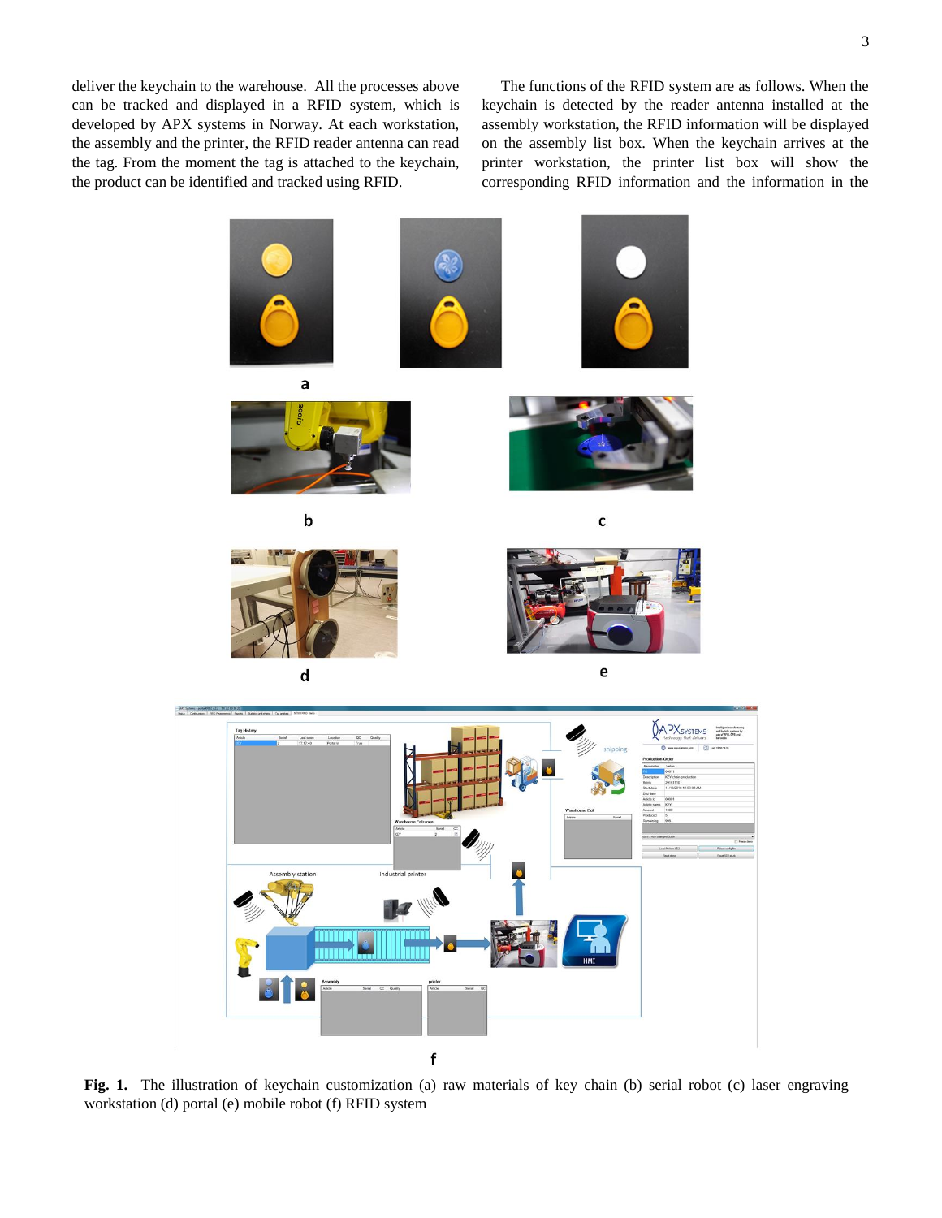deliver the keychain to the warehouse. All the processes above can be tracked and displayed in a RFID system, which is developed by APX systems in Norway. At each workstation, the assembly and the printer, the RFID reader antenna can read the tag. From the moment the tag is attached to the keychain, the product can be identified and tracked using RFID.

The functions of the RFID system are as follows. When the keychain is detected by the reader antenna installed at the assembly workstation, the RFID information will be displayed on the assembly list box. When the keychain arrives at the printer workstation, the printer list box will show the corresponding RFID information and the information in the

**Fig. 1.** The illustration of keychain customization (a) raw materials of key chain (b) serial robot (c) laser engraving workstation (d) portal (e) mobile robot (f) RFID system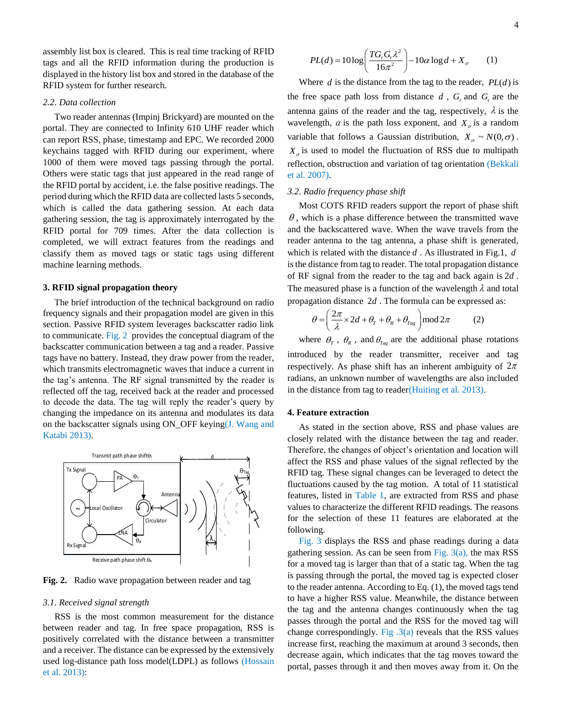assembly list box is cleared. This is real time tracking of RFID tags and all the RFID information during the production is displayed in the history list box and stored in the database of the RFID system for further research.

### *2.2. Data collection*

Two reader antennas (Impinj Brickyard) are mounted on the portal. They are connected to Infinity 610 UHF reader which can report RSS, phase, timestamp and EPC. We recorded 2000 keychains tagged with RFID during our experiment, where 1000 of them were moved tags passing through the portal. Others were static tags that just appeared in the read range of the RFID portal by accident, i.e. the false positive readings. The period during which the RFID data are collected lasts 5 seconds, which is called the data gathering session. At each data gathering session, the tag is approximately interrogated by the RFID portal for 709 times. After the data collection is completed, we will extract features from the readings and classify them as moved tags or static tags using different machine learning methods.

## 3. RFID signal propagation theory

The brief introduction of the technical background on radio frequency signals and their propagation model are given in this section. Passive RFID system leverages backscatter radio link to communicate. Fig. 2 provides the conceptual diagram of the backscatter communication between a tag and a reader. Passive tags have no battery. Instead, they draw power from the reader, which transmits electromagnetic waves that induce a current in the tag's antenna. The RF signal transmitted by the reader is reflected off the tag, received back at the reader and processed to decode the data. The tag will reply the reader's query by changing the impedance on its antenna and modulates its data on the backscatter signals using ON_OFF keying(J. Wang and Katabi 2013).

**Fig. 2.** Radio wave propagation between reader and tag

### *3.1. Received signal strength*

RSS is the most common measurement for the distance between reader and tag. In free space propagation, RSS is positively correlated with the distance between a transmitter and a receiver. The distance can be expressed by the extensively used log-distance path loss model(LDPL) as follows (Hossain et al. 2013):

$$PL(d) = 10\log\left(\frac{TG_r G_t \lambda^2}{16\pi^2}\right) - 10\alpha \log d + X_\sigma \qquad (1)$$

Where $d$ is the distance from the tag to the reader, $PL(d)$ is the free space path loss from distance $d$, $G_r$ and $G_t$ are the antenna gains of the reader and the tag, respectively, $\lambda$ is the wavelength, $\alpha$ is the path loss exponent, and $X_\sigma$ is a random variable that follows a Gaussian distribution, $X_\sigma \sim N(0,\sigma)$. $X_\sigma$ is used to model the fluctuation of RSS due to multipath reflection, obstruction and variation of tag orientation (Bekkali et al. 2007).

### *3.2. Radio frequency phase shift*

Most COTS RFID readers support the report of phase shift $\theta$, which is a phase difference between the transmitted wave and the backscattered wave. When the wave travels from the reader antenna to the tag antenna, a phase shift is generated, which is related with the distance $d$. As illustrated in Fig.1, $d$ is the distance from tag to reader. The total propagation distance of RF signal from the reader to the tag and back again is $2d$. The measured phase is a function of the wavelength $\lambda$ and total propagation distance $2d$. The formula can be expressed as:

$$\theta = \left(\frac{2\pi}{\lambda} \times 2d + \theta_T + \theta_R + \theta_{Tag}\right) \bmod 2\pi \qquad (2)$$

where $\theta_T$, $\theta_R$, and $\theta_{Tag}$ are the additional phase rotations introduced by the reader transmitter, receiver and tag respectively. As phase shift has an inherent ambiguity of $2\pi$ radians, an unknown number of wavelengths are also included in the distance from tag to reader(Huiting et al. 2013).

## 4. Feature extraction

As stated in the section above, RSS and phase values are closely related with the distance between the tag and reader. Therefore, the changes of object's orientation and location will affect the RSS and phase values of the signal reflected by the RFID tag. These signal changes can be leveraged to detect the fluctuations caused by the tag motion. A total of 11 statistical features, listed in Table 1, are extracted from RSS and phase values to characterize the different RFID readings. The reasons for the selection of these 11 features are elaborated at the following.

Fig. 3 displays the RSS and phase readings during a data gathering session. As can be seen from Fig. 3(a), the max RSS for a moved tag is larger than that of a static tag. When the tag is passing through the portal, the moved tag is expected closer to the reader antenna. According to Eq. (1), the moved tags tend to have a higher RSS value. Meanwhile, the distance between the tag and the antenna changes continuously when the tag passes through the portal and the RSS for the moved tag will change correspondingly. Fig .3(a) reveals that the RSS values increase first, reaching the maximum at around 3 seconds, then decrease again, which indicates that the tag moves toward the portal, passes through it and then moves away from it. On the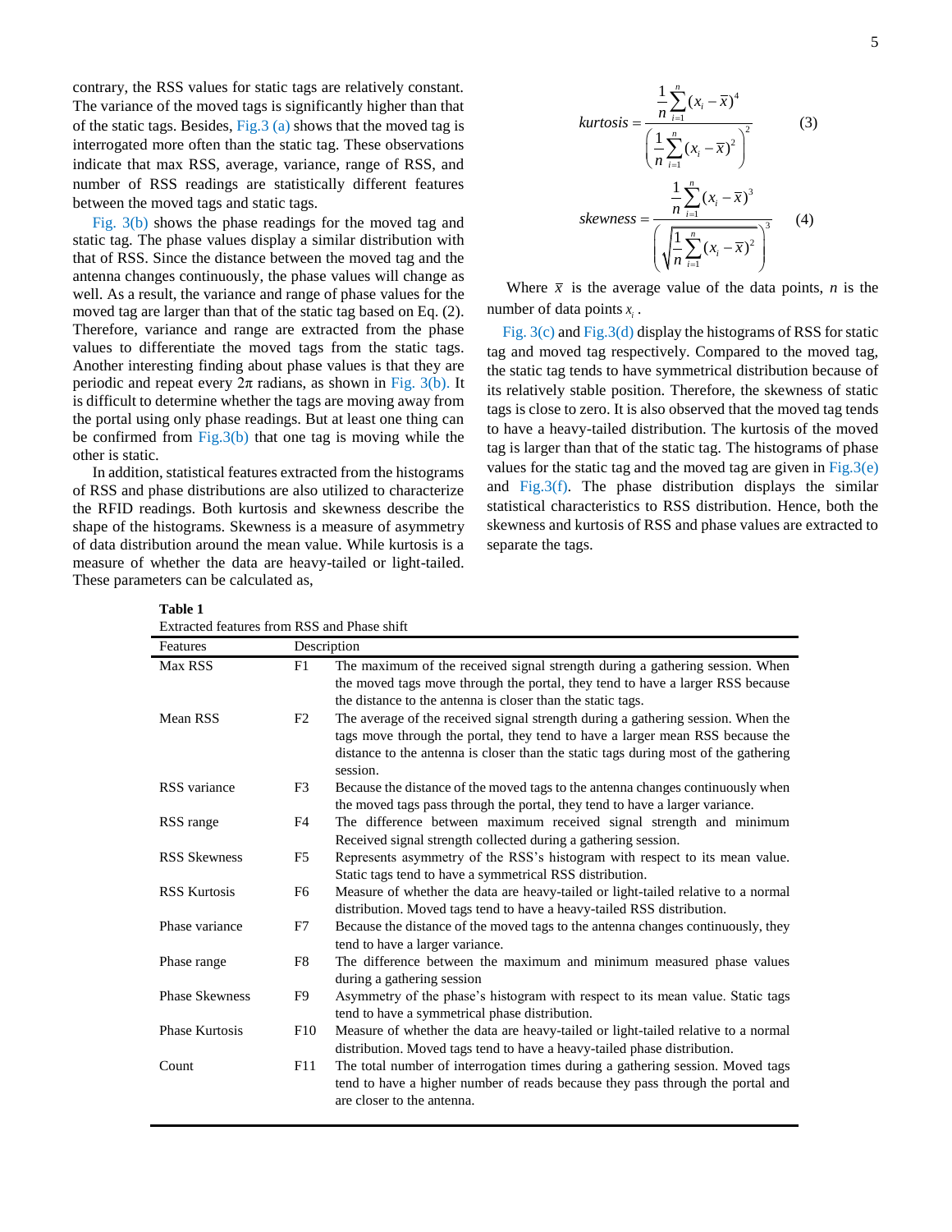contrary, the RSS values for static tags are relatively constant. The variance of the moved tags is significantly higher than that of the static tags. Besides, Fig.3 (a) shows that the moved tag is interrogated more often than the static tag. These observations indicate that max RSS, average, variance, range of RSS, and number of RSS readings are statistically different features between the moved tags and static tags.

Fig. 3(b) shows the phase readings for the moved tag and static tag. The phase values display a similar distribution with that of RSS. Since the distance between the moved tag and the antenna changes continuously, the phase values will change as well. As a result, the variance and range of phase values for the moved tag are larger than that of the static tag based on Eq. (2). Therefore, variance and range are extracted from the phase values to differentiate the moved tags from the static tags. Another interesting finding about phase values is that they are periodic and repeat every 2π radians, as shown in Fig. 3(b). It is difficult to determine whether the tags are moving away from the portal using only phase readings. But at least one thing can be confirmed from Fig.3(b) that one tag is moving while the other is static.

In addition, statistical features extracted from the histograms of RSS and phase distributions are also utilized to characterize the RFID readings. Both kurtosis and skewness describe the shape of the histograms. Skewness is a measure of asymmetry of data distribution around the mean value. While kurtosis is a measure of whether the data are heavy-tailed or light-tailed. These parameters can be calculated as,

$$kurtosis = \frac{\frac{1}{n}\sum_{i=1}^{n}(x_i - \bar{x})^4}{\left(\frac{1}{n}\sum_{i=1}^{n}(x_i - \bar{x})^2\right)^2} \quad (3)$$

$$skewness = \frac{\frac{1}{n}\sum_{i=1}^{n}(x_i - \bar{x})^3}{\left(\sqrt{\frac{1}{n}\sum_{i=1}^{n}(x_i - \bar{x})^2}\right)^3} \quad (4)$$

Where $\bar{x}$ is the average value of the data points, $n$ is the number of data points $x_i$.

Fig. 3(c) and Fig.3(d) display the histograms of RSS for static tag and moved tag respectively. Compared to the moved tag, the static tag tends to have symmetrical distribution because of its relatively stable position. Therefore, the skewness of static tags is close to zero. It is also observed that the moved tag tends to have a heavy-tailed distribution. The kurtosis of the moved tag is larger than that of the static tag. The histograms of phase values for the static tag and the moved tag are given in Fig.3(e) and Fig.3(f). The phase distribution displays the similar statistical characteristics to RSS distribution. Hence, both the skewness and kurtosis of RSS and phase values are extracted to separate the tags.

**Table 1**
Extracted features from RSS and Phase shift

| Features | | Description |
|---|---|---|
| Max RSS | F1 | The maximum of the received signal strength during a gathering session. When the moved tags move through the portal, they tend to have a larger RSS because the distance to the antenna is closer than the static tags. |
| Mean RSS | F2 | The average of the received signal strength during a gathering session. When the tags move through the portal, they tend to have a larger mean RSS because the distance to the antenna is closer than the static tags during most of the gathering session. |
| RSS variance | F3 | Because the distance of the moved tags to the antenna changes continuously when the moved tags pass through the portal, they tend to have a larger variance. |
| RSS range | F4 | The difference between maximum received signal strength and minimum Received signal strength collected during a gathering session. |
| RSS Skewness | F5 | Represents asymmetry of the RSS's histogram with respect to its mean value. Static tags tend to have a symmetrical RSS distribution. |
| RSS Kurtosis | F6 | Measure of whether the data are heavy-tailed or light-tailed relative to a normal distribution. Moved tags tend to have a heavy-tailed RSS distribution. |
| Phase variance | F7 | Because the distance of the moved tags to the antenna changes continuously, they tend to have a larger variance. |
| Phase range | F8 | The difference between the maximum and minimum measured phase values during a gathering session |
| Phase Skewness | F9 | Asymmetry of the phase's histogram with respect to its mean value. Static tags tend to have a symmetrical phase distribution. |
| Phase Kurtosis | F10 | Measure of whether the data are heavy-tailed or light-tailed relative to a normal distribution. Moved tags tend to have a heavy-tailed phase distribution. |
| Count | F11 | The total number of interrogation times during a gathering session. Moved tags tend to have a higher number of reads because they pass through the portal and are closer to the antenna. |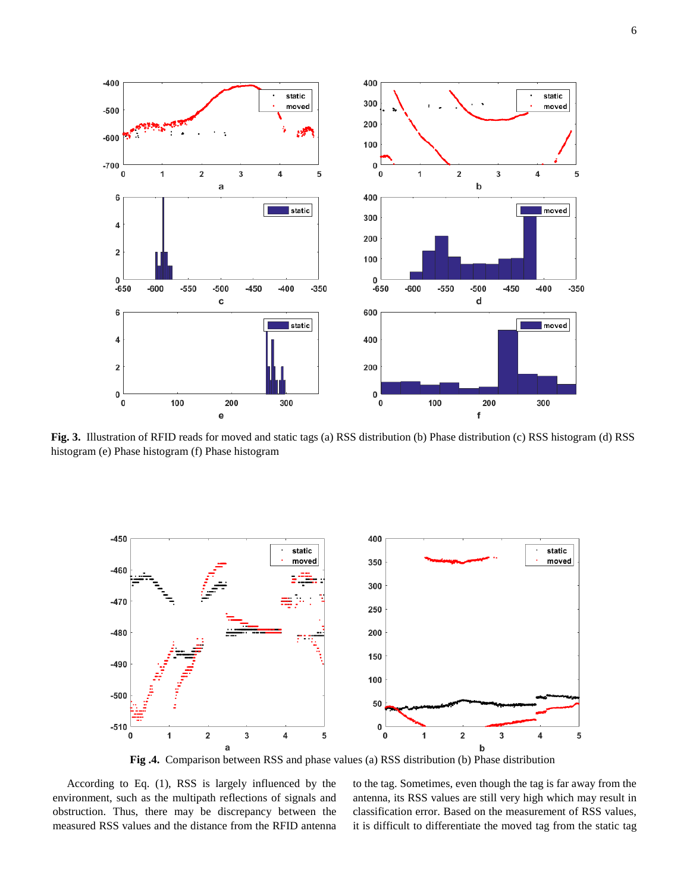**Fig. 3.** Illustration of RFID reads for moved and static tags (a) RSS distribution (b) Phase distribution (c) RSS histogram (d) RSS histogram (e) Phase histogram (f) Phase histogram

**Fig .4.** Comparison between RSS and phase values (a) RSS distribution (b) Phase distribution

According to Eq. (1), RSS is largely influenced by the environment, such as the multipath reflections of signals and obstruction. Thus, there may be discrepancy between the measured RSS values and the distance from the RFID antenna to the tag. Sometimes, even though the tag is far away from the antenna, its RSS values are still very high which may result in classification error. Based on the measurement of RSS values, it is difficult to differentiate the moved tag from the static tag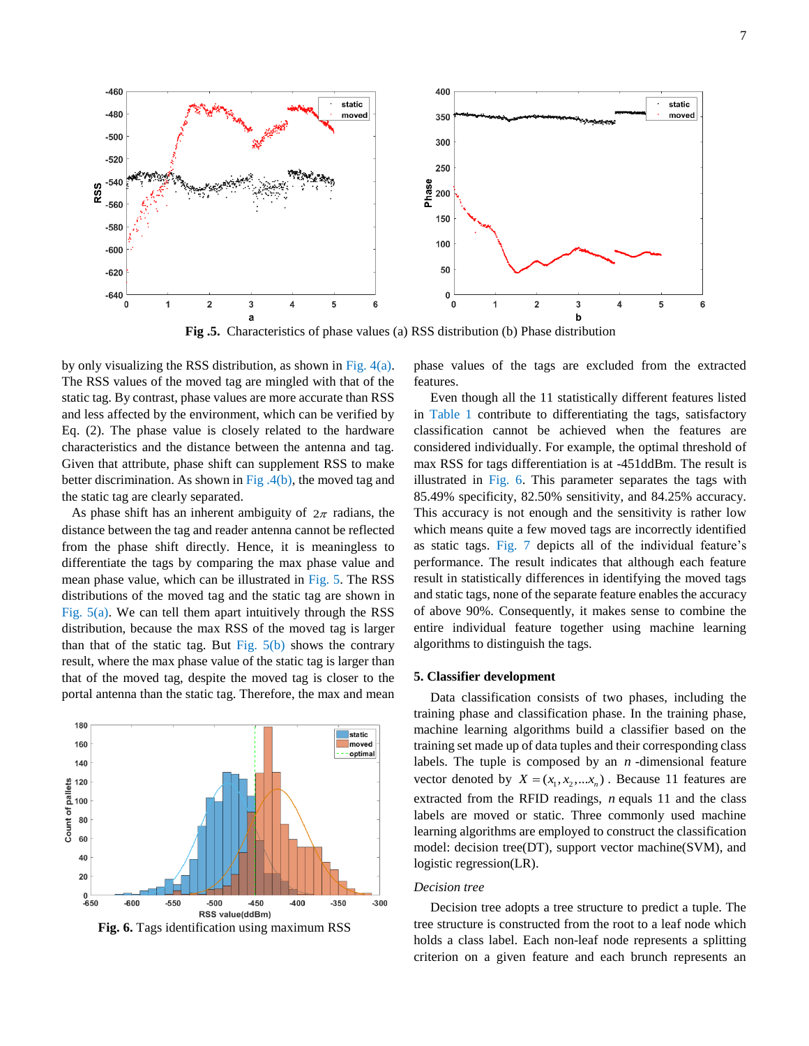**Fig .5.** Characteristics of phase values (a) RSS distribution (b) Phase distribution

by only visualizing the RSS distribution, as shown in Fig. 4(a). The RSS values of the moved tag are mingled with that of the static tag. By contrast, phase values are more accurate than RSS and less affected by the environment, which can be verified by Eq. (2). The phase value is closely related to the hardware characteristics and the distance between the antenna and tag. Given that attribute, phase shift can supplement RSS to make better discrimination. As shown in Fig .4(b), the moved tag and the static tag are clearly separated.

As phase shift has an inherent ambiguity of $2\pi$ radians, the distance between the tag and reader antenna cannot be reflected from the phase shift directly. Hence, it is meaningless to differentiate the tags by comparing the max phase value and mean phase value, which can be illustrated in Fig. 5. The RSS distributions of the moved tag and the static tag are shown in Fig. 5(a). We can tell them apart intuitively through the RSS distribution, because the max RSS of the moved tag is larger than that of the static tag. But Fig. 5(b) shows the contrary result, where the max phase value of the static tag is larger than that of the moved tag, despite the moved tag is closer to the portal antenna than the static tag. Therefore, the max and mean

**Fig. 6.** Tags identification using maximum RSS

phase values of the tags are excluded from the extracted features.

Even though all the 11 statistically different features listed in Table 1 contribute to differentiating the tags, satisfactory classification cannot be achieved when the features are considered individually. For example, the optimal threshold of max RSS for tags differentiation is at -451ddBm. The result is illustrated in Fig. 6. This parameter separates the tags with 85.49% specificity, 82.50% sensitivity, and 84.25% accuracy. This accuracy is not enough and the sensitivity is rather low which means quite a few moved tags are incorrectly identified as static tags. Fig. 7 depicts all of the individual feature's performance. The result indicates that although each feature result in statistically differences in identifying the moved tags and static tags, none of the separate feature enables the accuracy of above 90%. Consequently, it makes sense to combine the entire individual feature together using machine learning algorithms to distinguish the tags.

## 5. Classifier development

Data classification consists of two phases, including the training phase and classification phase. In the training phase, machine learning algorithms build a classifier based on the training set made up of data tuples and their corresponding class labels. The tuple is composed by an $n$-dimensional feature vector denoted by $X = (x_1, x_2, \ldots x_n)$. Because 11 features are extracted from the RFID readings, $n$ equals 11 and the class labels are moved or static. Three commonly used machine learning algorithms are employed to construct the classification model: decision tree(DT), support vector machine(SVM), and logistic regression(LR).

*Decision tree*

Decision tree adopts a tree structure to predict a tuple. The tree structure is constructed from the root to a leaf node which holds a class label. Each non-leaf node represents a splitting criterion on a given feature and each brunch represents an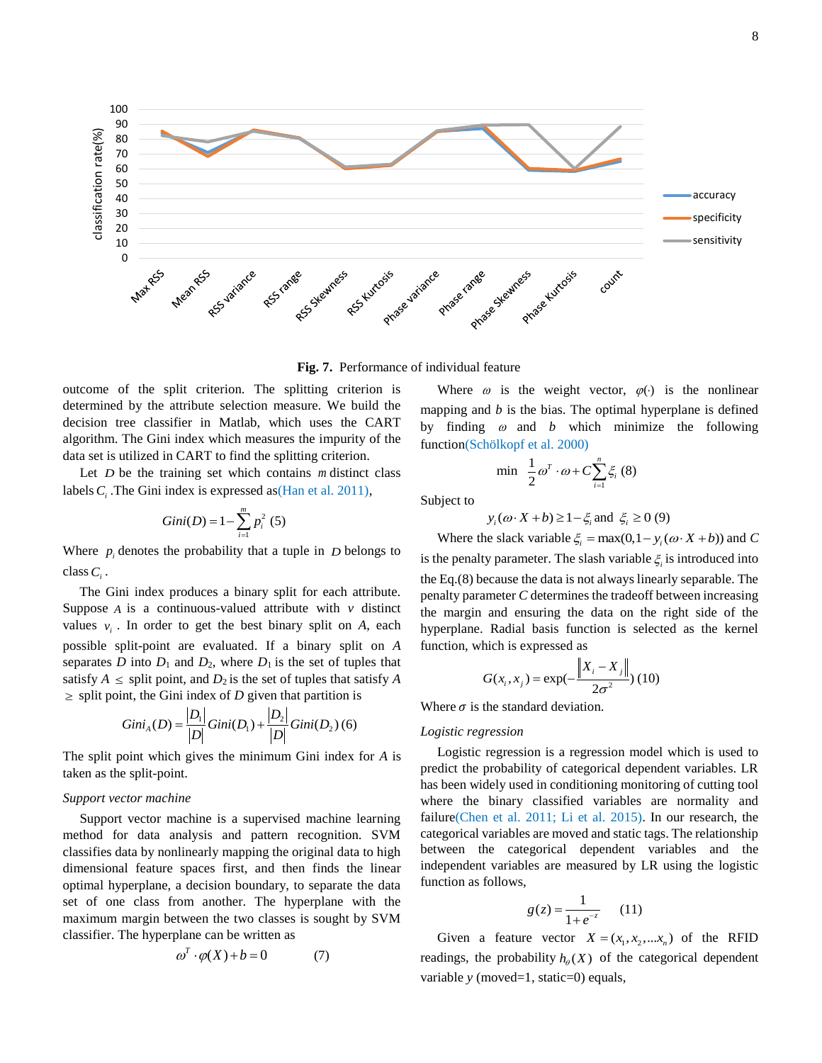Fig. 7. Performance of individual feature

outcome of the split criterion. The splitting criterion is determined by the attribute selection measure. We build the decision tree classifier in Matlab, which uses the CART algorithm. The Gini index which measures the impurity of the data set is utilized in CART to find the splitting criterion.

Let $D$ be the training set which contains $m$ distinct class labels $C_i$. The Gini index is expressed as(Han et al. 2011),

$$Gini(D) = 1 - \sum_{i=1}^{m} p_i^2 \quad (5)$$

Where $p_i$ denotes the probability that a tuple in $D$ belongs to class $C_i$.

The Gini index produces a binary split for each attribute. Suppose $A$ is a continuous-valued attribute with $v$ distinct values $v_i$. In order to get the best binary split on $A$, each possible split-point are evaluated. If a binary split on $A$ separates $D$ into $D_1$ and $D_2$, where $D_1$ is the set of tuples that satisfy $A \leq$ split point, and $D_2$ is the set of tuples that satisfy $A \geq$ split point, the Gini index of $D$ given that partition is

$$Gini_A(D) = \frac{|D_1|}{|D|} Gini(D_1) + \frac{|D_2|}{|D|} Gini(D_2) \quad (6)$$

The split point which gives the minimum Gini index for $A$ is taken as the split-point.

*Support vector machine*

Support vector machine is a supervised machine learning method for data analysis and pattern recognition. SVM classifies data by nonlinearly mapping the original data to high dimensional feature spaces first, and then finds the linear optimal hyperplane, a decision boundary, to separate the data set of one class from another. The hyperplane with the maximum margin between the two classes is sought by SVM classifier. The hyperplane can be written as

$$\omega^T \cdot \varphi(X) + b = 0 \quad (7)$$

Where $\omega$ is the weight vector, $\varphi(\cdot)$ is the nonlinear mapping and $b$ is the bias. The optimal hyperplane is defined by finding $\omega$ and $b$ which minimize the following function(Schölkopf et al. 2000)

$$\min \ \frac{1}{2}\omega^T \cdot \omega + C\sum_{i=1}^{n} \xi_i \quad (8)$$

Subject to

$$y_i(\omega \cdot X + b) \geq 1 - \xi_i \text{ and } \xi_i \geq 0 \quad (9)$$

Where the slack variable $\xi_i = \max(0, 1 - y_i(\omega \cdot X + b))$ and $C$ is the penalty parameter. The slash variable $\xi_i$ is introduced into the Eq.(8) because the data is not always linearly separable. The penalty parameter $C$ determines the tradeoff between increasing the margin and ensuring the data on the right side of the hyperplane. Radial basis function is selected as the kernel function, which is expressed as

$$G(x_i, x_j) = \exp\left(-\frac{\|X_i - X_j\|}{2\sigma^2}\right) \quad (10)$$

Where $\sigma$ is the standard deviation.

*Logistic regression*

Logistic regression is a regression model which is used to predict the probability of categorical dependent variables. LR has been widely used in conditioning monitoring of cutting tool where the binary classified variables are normality and failure(Chen et al. 2011; Li et al. 2015). In our research, the categorical variables are moved and static tags. The relationship between the categorical dependent variables and the independent variables are measured by LR using the logistic function as follows,

$$g(z) = \frac{1}{1 + e^{-z}} \quad (11)$$

Given a feature vector $X = (x_1, x_2, \ldots x_n)$ of the RFID readings, the probability $h_\theta(X)$ of the categorical dependent variable $y$ (moved=1, static=0) equals,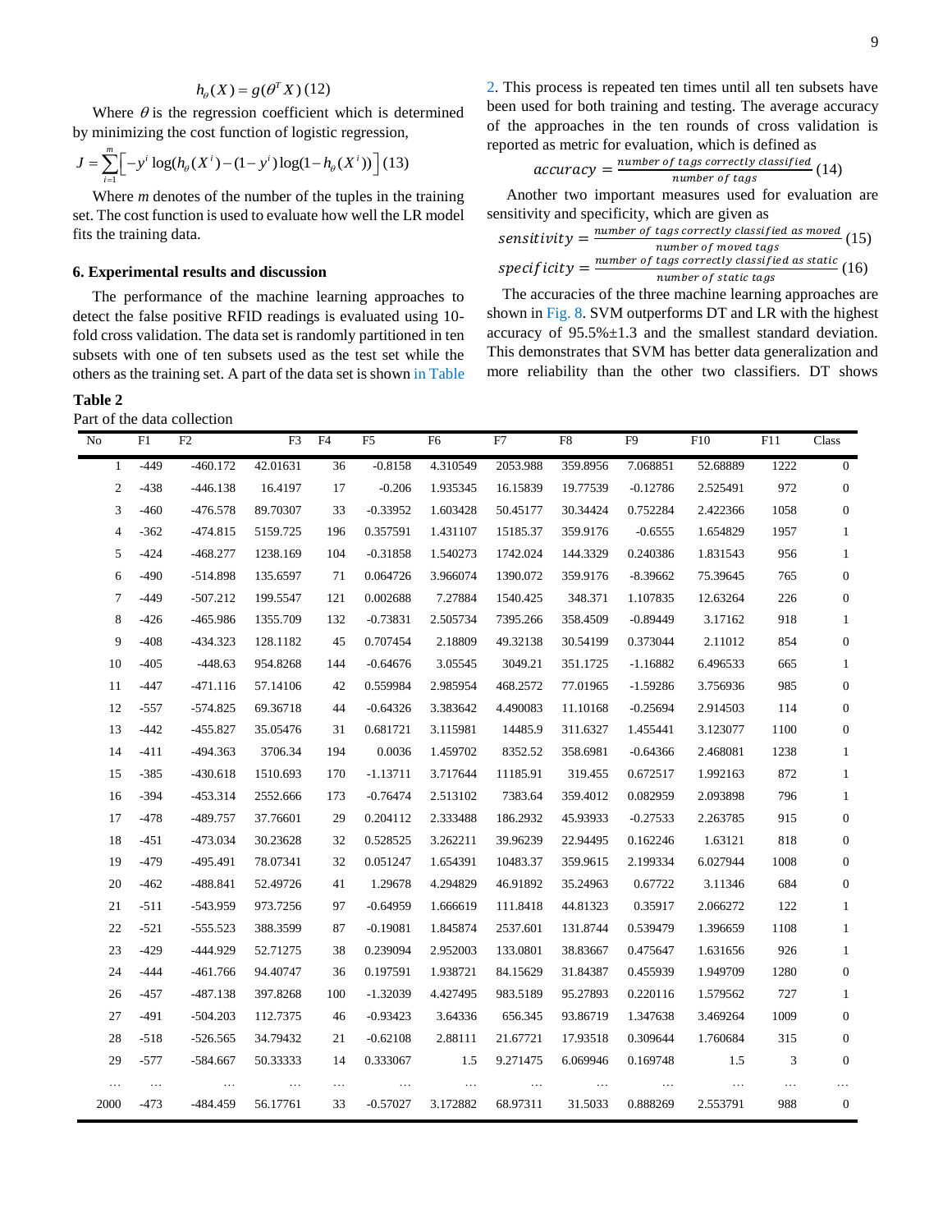$$h_\theta(X) = g(\theta^T X) \quad (12)$$

Where $\theta$ is the regression coefficient which is determined by minimizing the cost function of logistic regression,

$$J = \sum_{i=1}^{m}\left[-y^i \log(h_\theta(X^i)) - (1-y^i)\log(1-h_\theta(X^i))\right] \quad (13)$$

Where $m$ denotes of the number of the tuples in the training set. The cost function is used to evaluate how well the LR model fits the training data.

## 6. Experimental results and discussion

The performance of the machine learning approaches to detect the false positive RFID readings is evaluated using 10-fold cross validation. The data set is randomly partitioned in ten subsets with one of ten subsets used as the test set while the others as the training set. A part of the data set is shown in Table 2. This process is repeated ten times until all ten subsets have been used for both training and testing. The average accuracy of the approaches in the ten rounds of cross validation is reported as metric for evaluation, which is defined as

$$accuracy = \frac{number\ of\ tags\ correctly\ classified}{number\ of\ tags} \quad (14)$$

Another two important measures used for evaluation are sensitivity and specificity, which are given as

$$sensitivity = \frac{number\ of\ tags\ correctly\ classified\ as\ moved}{number\ of\ moved\ tags} \quad (15)$$

$$specificity = \frac{number\ of\ tags\ correctly\ classified\ as\ static}{number\ of\ static\ tags} \quad (16)$$

The accuracies of the three machine learning approaches are shown in Fig. 8. SVM outperforms DT and LR with the highest accuracy of 95.5%±1.3 and the smallest standard deviation. This demonstrates that SVM has better data generalization and more reliability than the other two classifiers. DT shows

**Table 2**
Part of the data collection

| No | F1 | F2 | F3 | F4 | F5 | F6 | F7 | F8 | F9 | F10 | F11 | Class |
|---|---|---|---|---|---|---|---|---|---|---|---|---|
| 1 | -449 | -460.172 | 42.01631 | 36 | -0.8158 | 4.310549 | 2053.988 | 359.8956 | 7.068851 | 52.68889 | 1222 | 0 |
| 2 | -438 | -446.138 | 16.4197 | 17 | -0.206 | 1.935345 | 16.15839 | 19.77539 | -0.12786 | 2.525491 | 972 | 0 |
| 3 | -460 | -476.578 | 89.70307 | 33 | -0.33952 | 1.603428 | 50.45177 | 30.34424 | 0.752284 | 2.422366 | 1058 | 0 |
| 4 | -362 | -474.815 | 5159.725 | 196 | 0.357591 | 1.431107 | 15185.37 | 359.9176 | -0.6555 | 1.654829 | 1957 | 1 |
| 5 | -424 | -468.277 | 1238.169 | 104 | -0.31858 | 1.540273 | 1742.024 | 144.3329 | 0.240386 | 1.831543 | 956 | 1 |
| 6 | -490 | -514.898 | 135.6597 | 71 | 0.064726 | 3.966074 | 1390.072 | 359.9176 | -8.39662 | 75.39645 | 765 | 0 |
| 7 | -449 | -507.212 | 199.5547 | 121 | 0.002688 | 7.27884 | 1540.425 | 348.371 | 1.107835 | 12.63264 | 226 | 0 |
| 8 | -426 | -465.986 | 1355.709 | 132 | -0.73831 | 2.505734 | 7395.266 | 358.4509 | -0.89449 | 3.17162 | 918 | 1 |
| 9 | -408 | -434.323 | 128.1182 | 45 | 0.707454 | 2.18809 | 49.32138 | 30.54199 | 0.373044 | 2.11012 | 854 | 0 |
| 10 | -405 | -448.63 | 954.8268 | 144 | -0.64676 | 3.05545 | 3049.21 | 351.1725 | -1.16882 | 6.496533 | 665 | 1 |
| 11 | -447 | -471.116 | 57.14106 | 42 | 0.559984 | 2.985954 | 468.2572 | 77.01965 | -1.59286 | 3.756936 | 985 | 0 |
| 12 | -557 | -574.825 | 69.36718 | 44 | -0.64326 | 3.383642 | 4.490083 | 11.10168 | -0.25694 | 2.914503 | 114 | 0 |
| 13 | -442 | -455.827 | 35.05476 | 31 | 0.681721 | 3.115981 | 14485.9 | 311.6327 | 1.455441 | 3.123077 | 1100 | 0 |
| 14 | -411 | -494.363 | 3706.34 | 194 | 0.0036 | 1.459702 | 8352.52 | 358.6981 | -0.64366 | 2.468081 | 1238 | 1 |
| 15 | -385 | -430.618 | 1510.693 | 170 | -1.13711 | 3.717644 | 11185.91 | 319.455 | 0.672517 | 1.992163 | 872 | 1 |
| 16 | -394 | -453.314 | 2552.666 | 173 | -0.76474 | 2.513102 | 7383.64 | 359.4012 | 0.082959 | 2.093898 | 796 | 1 |
| 17 | -478 | -489.757 | 37.76601 | 29 | 0.204112 | 2.333488 | 186.2932 | 45.93933 | -0.27533 | 2.263785 | 915 | 0 |
| 18 | -451 | -473.034 | 30.23628 | 32 | 0.528525 | 3.262211 | 39.96239 | 22.94495 | 0.162246 | 1.63121 | 818 | 0 |
| 19 | -479 | -495.491 | 78.07341 | 32 | 0.051247 | 1.654391 | 10483.37 | 359.9615 | 2.199334 | 6.027944 | 1008 | 0 |
| 20 | -462 | -488.841 | 52.49726 | 41 | 1.29678 | 4.294829 | 46.91892 | 35.24963 | 0.67722 | 3.11346 | 684 | 0 |
| 21 | -511 | -543.959 | 973.7256 | 97 | -0.64959 | 1.666619 | 111.8418 | 44.81323 | 0.35917 | 2.066272 | 122 | 1 |
| 22 | -521 | -555.523 | 388.3599 | 87 | -0.19081 | 1.845874 | 2537.601 | 131.8744 | 0.539479 | 1.396659 | 1108 | 1 |
| 23 | -429 | -444.929 | 52.71275 | 38 | 0.239094 | 2.952003 | 133.0801 | 38.83667 | 0.475647 | 1.631656 | 926 | 1 |
| 24 | -444 | -461.766 | 94.40747 | 36 | 0.197591 | 1.938721 | 84.15629 | 31.84387 | 0.455939 | 1.949709 | 1280 | 0 |
| 26 | -457 | -487.138 | 397.8268 | 100 | -1.32039 | 4.427495 | 983.5189 | 95.27893 | 0.220116 | 1.579562 | 727 | 1 |
| 27 | -491 | -504.203 | 112.7375 | 46 | -0.93423 | 3.64336 | 656.345 | 93.86719 | 1.347638 | 3.469264 | 1009 | 0 |
| 28 | -518 | -526.565 | 34.79432 | 21 | -0.62108 | 2.88111 | 21.67721 | 17.93518 | 0.309644 | 1.760684 | 315 | 0 |
| 29 | -577 | -584.667 | 50.33333 | 14 | 0.333067 | 1.5 | 9.271475 | 6.069946 | 0.169748 | 1.5 | 3 | 0 |
| … | … | … | … | … | … | … | … | … | … | … | … | … |
| 2000 | -473 | -484.459 | 56.17761 | 33 | -0.57027 | 3.172882 | 68.97311 | 31.5033 | 0.888269 | 2.553791 | 988 | 0 |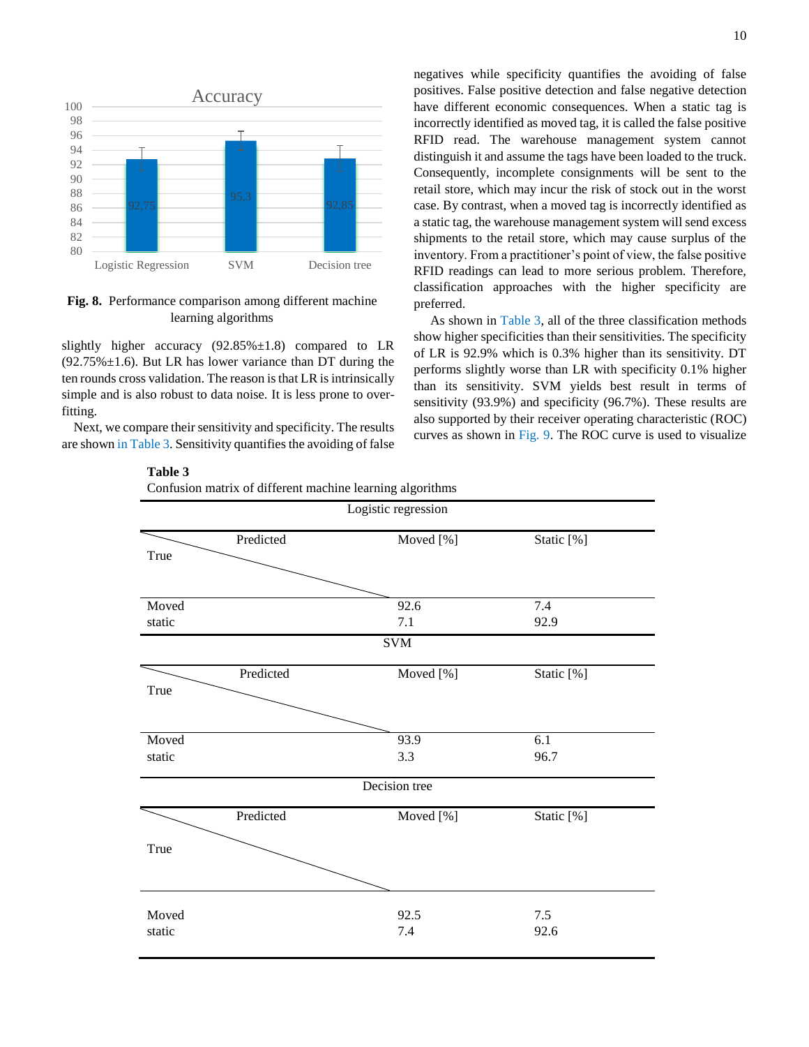Fig. 8. Performance comparison among different machine learning algorithms

slightly higher accuracy (92.85%±1.8) compared to LR (92.75%±1.6). But LR has lower variance than DT during the ten rounds cross validation. The reason is that LR is intrinsically simple and is also robust to data noise. It is less prone to over-fitting.

Next, we compare their sensitivity and specificity. The results are shown in Table 3. Sensitivity quantifies the avoiding of false negatives while specificity quantifies the avoiding of false positives. False positive detection and false negative detection have different economic consequences. When a static tag is incorrectly identified as moved tag, it is called the false positive RFID read. The warehouse management system cannot distinguish it and assume the tags have been loaded to the truck. Consequently, incomplete consignments will be sent to the retail store, which may incur the risk of stock out in the worst case. By contrast, when a moved tag is incorrectly identified as a static tag, the warehouse management system will send excess shipments to the retail store, which may cause surplus of the inventory. From a practitioner's point of view, the false positive RFID readings can lead to more serious problem. Therefore, classification approaches with the higher specificity are preferred.

As shown in Table 3, all of the three classification methods show higher specificities than their sensitivities. The specificity of LR is 92.9% which is 0.3% higher than its sensitivity. DT performs slightly worse than LR with specificity 0.1% higher than its sensitivity. SVM yields best result in terms of sensitivity (93.9%) and specificity (96.7%). These results are also supported by their receiver operating characteristic (ROC) curves as shown in Fig. 9. The ROC curve is used to visualize

**Table 3**
Confusion matrix of different machine learning algorithms

| Logistic regression | | |
|---|---|---|
| True \ Predicted | Moved [%] | Static [%] |
| Moved | 92.6 | 7.4 |
| static | 7.1 | 92.9 |
| **SVM** | | |
| True \ Predicted | Moved [%] | Static [%] |
| Moved | 93.9 | 6.1 |
| static | 3.3 | 96.7 |
| **Decision tree** | | |
| True \ Predicted | Moved [%] | Static [%] |
| Moved | 92.5 | 7.5 |
| static | 7.4 | 92.6 |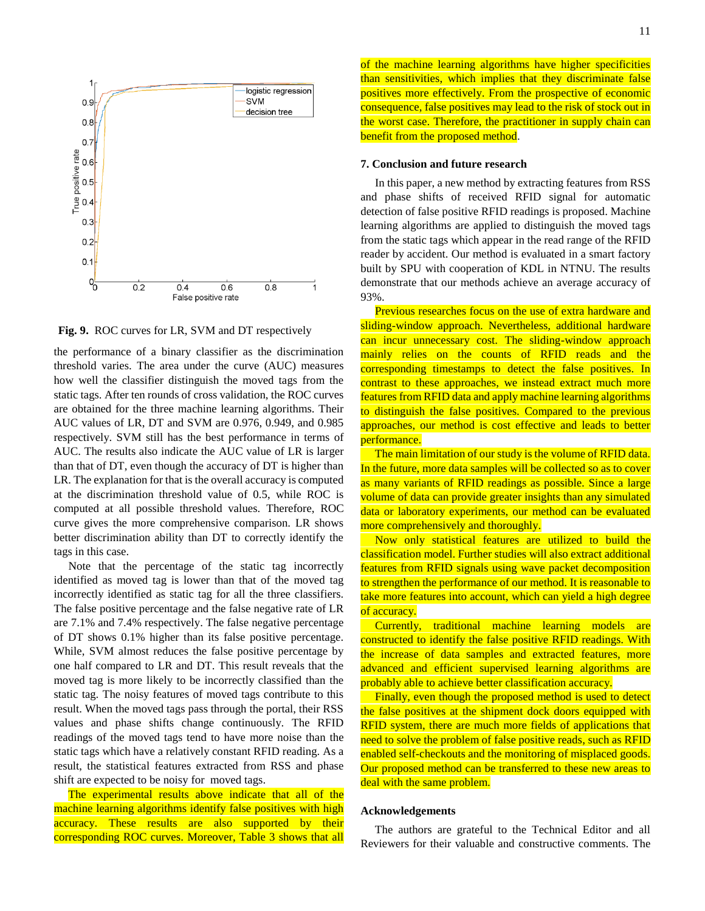Fig. 9. ROC curves for LR, SVM and DT respectively

the performance of a binary classifier as the discrimination threshold varies. The area under the curve (AUC) measures how well the classifier distinguish the moved tags from the static tags. After ten rounds of cross validation, the ROC curves are obtained for the three machine learning algorithms. Their AUC values of LR, DT and SVM are 0.976, 0.949, and 0.985 respectively. SVM still has the best performance in terms of AUC. The results also indicate the AUC value of LR is larger than that of DT, even though the accuracy of DT is higher than LR. The explanation for that is the overall accuracy is computed at the discrimination threshold value of 0.5, while ROC is computed at all possible threshold values. Therefore, ROC curve gives the more comprehensive comparison. LR shows better discrimination ability than DT to correctly identify the tags in this case.

Note that the percentage of the static tag incorrectly identified as moved tag is lower than that of the moved tag incorrectly identified as static tag for all the three classifiers. The false positive percentage and the false negative rate of LR are 7.1% and 7.4% respectively. The false negative percentage of DT shows 0.1% higher than its false positive percentage. While, SVM almost reduces the false positive percentage by one half compared to LR and DT. This result reveals that the moved tag is more likely to be incorrectly classified than the static tag. The noisy features of moved tags contribute to this result. When the moved tags pass through the portal, their RSS values and phase shifts change continuously. The RFID readings of the moved tags tend to have more noise than the static tags which have a relatively constant RFID reading. As a result, the statistical features extracted from RSS and phase shift are expected to be noisy for moved tags.

The experimental results above indicate that all of the machine learning algorithms identify false positives with high accuracy. These results are also supported by their corresponding ROC curves. Moreover, Table 3 shows that all of the machine learning algorithms have higher specificities than sensitivities, which implies that they discriminate false positives more effectively. From the prospective of economic consequence, false positives may lead to the risk of stock out in the worst case. Therefore, the practitioner in supply chain can benefit from the proposed method.

## 7. Conclusion and future research

In this paper, a new method by extracting features from RSS and phase shifts of received RFID signal for automatic detection of false positive RFID readings is proposed. Machine learning algorithms are applied to distinguish the moved tags from the static tags which appear in the read range of the RFID reader by accident. Our method is evaluated in a smart factory built by SPU with cooperation of KDL in NTNU. The results demonstrate that our methods achieve an average accuracy of 93%.

Previous researches focus on the use of extra hardware and sliding-window approach. Nevertheless, additional hardware can incur unnecessary cost. The sliding-window approach mainly relies on the counts of RFID reads and the corresponding timestamps to detect the false positives. In contrast to these approaches, we instead extract much more features from RFID data and apply machine learning algorithms to distinguish the false positives. Compared to the previous approaches, our method is cost effective and leads to better performance.

The main limitation of our study is the volume of RFID data. In the future, more data samples will be collected so as to cover as many variants of RFID readings as possible. Since a large volume of data can provide greater insights than any simulated data or laboratory experiments, our method can be evaluated more comprehensively and thoroughly.

Now only statistical features are utilized to build the classification model. Further studies will also extract additional features from RFID signals using wave packet decomposition to strengthen the performance of our method. It is reasonable to take more features into account, which can yield a high degree of accuracy.

Currently, traditional machine learning models are constructed to identify the false positive RFID readings. With the increase of data samples and extracted features, more advanced and efficient supervised learning algorithms are probably able to achieve better classification accuracy.

Finally, even though the proposed method is used to detect the false positives at the shipment dock doors equipped with RFID system, there are much more fields of applications that need to solve the problem of false positive reads, such as RFID enabled self-checkouts and the monitoring of misplaced goods. Our proposed method can be transferred to these new areas to deal with the same problem.

## Acknowledgements

The authors are grateful to the Technical Editor and all Reviewers for their valuable and constructive comments. The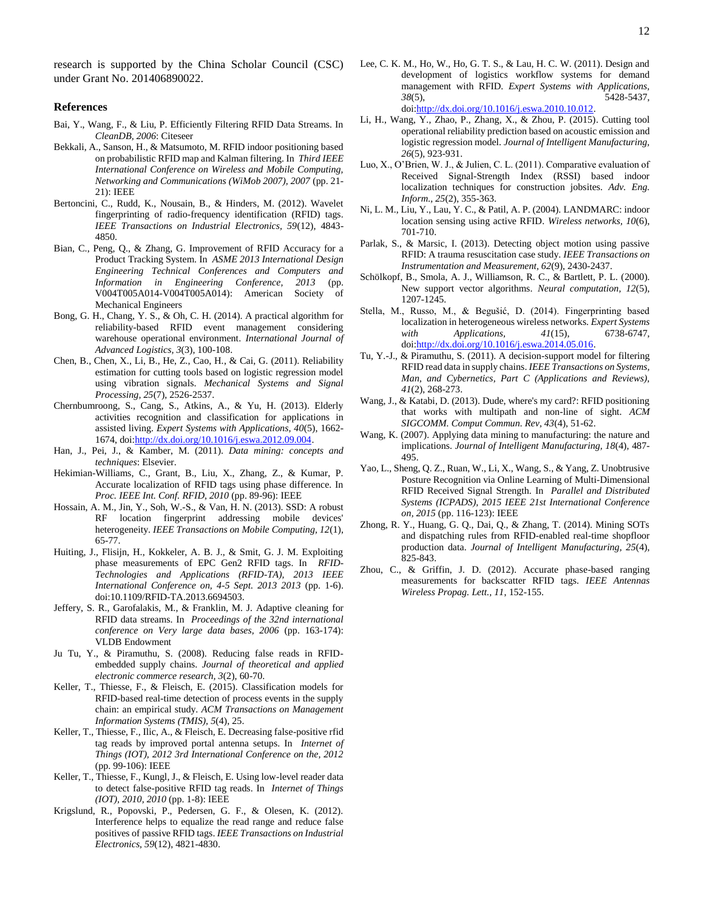research is supported by the China Scholar Council (CSC) under Grant No. 201406890022.

## References

Bai, Y., Wang, F., & Liu, P. Efficiently Filtering RFID Data Streams. In *CleanDB, 2006*: Citeseer

Bekkali, A., Sanson, H., & Matsumoto, M. RFID indoor positioning based on probabilistic RFID map and Kalman filtering. In *Third IEEE International Conference on Wireless and Mobile Computing, Networking and Communications (WiMob 2007), 2007* (pp. 21-21): IEEE

Bertoncini, C., Rudd, K., Nousain, B., & Hinders, M. (2012). Wavelet fingerprinting of radio-frequency identification (RFID) tags. *IEEE Transactions on Industrial Electronics, 59*(12), 4843-4850.

Bian, C., Peng, Q., & Zhang, G. Improvement of RFID Accuracy for a Product Tracking System. In *ASME 2013 International Design Engineering Technical Conferences and Computers and Information in Engineering Conference, 2013* (pp. V004T005A014-V004T005A014): American Society of Mechanical Engineers

Bong, G. H., Chang, Y. S., & Oh, C. H. (2014). A practical algorithm for reliability-based RFID event management considering warehouse operational environment. *International Journal of Advanced Logistics, 3*(3), 100-108.

Chen, B., Chen, X., Li, B., He, Z., Cao, H., & Cai, G. (2011). Reliability estimation for cutting tools based on logistic regression model using vibration signals. *Mechanical Systems and Signal Processing, 25*(7), 2526-2537.

Chernbumroong, S., Cang, S., Atkins, A., & Yu, H. (2013). Elderly activities recognition and classification for applications in assisted living. *Expert Systems with Applications, 40*(5), 1662-1674, doi:http://dx.doi.org/10.1016/j.eswa.2012.09.004.

Han, J., Pei, J., & Kamber, M. (2011). *Data mining: concepts and techniques*: Elsevier.

Hekimian-Williams, C., Grant, B., Liu, X., Zhang, Z., & Kumar, P. Accurate localization of RFID tags using phase difference. In *Proc. IEEE Int. Conf. RFID, 2010* (pp. 89-96): IEEE

Hossain, A. M., Jin, Y., Soh, W.-S., & Van, H. N. (2013). SSD: A robust RF location fingerprint addressing mobile devices' heterogeneity. *IEEE Transactions on Mobile Computing, 12*(1), 65-77.

Huiting, J., Flisijn, H., Kokkeler, A. B. J., & Smit, G. J. M. Exploiting phase measurements of EPC Gen2 RFID tags. In *RFID-Technologies and Applications (RFID-TA), 2013 IEEE International Conference on, 4-5 Sept. 2013 2013* (pp. 1-6). doi:10.1109/RFID-TA.2013.6694503.

Jeffery, S. R., Garofalakis, M., & Franklin, M. J. Adaptive cleaning for RFID data streams. In *Proceedings of the 32nd international conference on Very large data bases, 2006* (pp. 163-174): VLDB Endowment

Ju Tu, Y., & Piramuthu, S. (2008). Reducing false reads in RFID-embedded supply chains. *Journal of theoretical and applied electronic commerce research, 3*(2), 60-70.

Keller, T., Thiesse, F., & Fleisch, E. (2015). Classification models for RFID-based real-time detection of process events in the supply chain: an empirical study. *ACM Transactions on Management Information Systems (TMIS), 5*(4), 25.

Keller, T., Thiesse, F., Ilic, A., & Fleisch, E. Decreasing false-positive rfid tag reads by improved portal antenna setups. In *Internet of Things (IOT), 2012 3rd International Conference on the, 2012* (pp. 99-106): IEEE

Keller, T., Thiesse, F., Kungl, J., & Fleisch, E. Using low-level reader data to detect false-positive RFID tag reads. In *Internet of Things (IOT), 2010, 2010* (pp. 1-8): IEEE

Krigslund, R., Popovski, P., Pedersen, G. F., & Olesen, K. (2012). Interference helps to equalize the read range and reduce false positives of passive RFID tags. *IEEE Transactions on Industrial Electronics, 59*(12), 4821-4830.

Lee, C. K. M., Ho, W., Ho, G. T. S., & Lau, H. C. W. (2011). Design and development of logistics workflow systems for demand management with RFID. *Expert Systems with Applications, 38*(5), 5428-5437, doi:http://dx.doi.org/10.1016/j.eswa.2010.10.012.

Li, H., Wang, Y., Zhao, P., Zhang, X., & Zhou, P. (2015). Cutting tool operational reliability prediction based on acoustic emission and logistic regression model. *Journal of Intelligent Manufacturing, 26*(5), 923-931.

Luo, X., O'Brien, W. J., & Julien, C. L. (2011). Comparative evaluation of Received Signal-Strength Index (RSSI) based indoor localization techniques for construction jobsites. *Adv. Eng. Inform., 25*(2), 355-363.

Ni, L. M., Liu, Y., Lau, Y. C., & Patil, A. P. (2004). LANDMARC: indoor location sensing using active RFID. *Wireless networks, 10*(6), 701-710.

Parlak, S., & Marsic, I. (2013). Detecting object motion using passive RFID: A trauma resuscitation case study. *IEEE Transactions on Instrumentation and Measurement, 62*(9), 2430-2437.

Schölkopf, B., Smola, A. J., Williamson, R. C., & Bartlett, P. L. (2000). New support vector algorithms. *Neural computation, 12*(5), 1207-1245.

Stella, M., Russo, M., & Begušić, D. (2014). Fingerprinting based localization in heterogeneous wireless networks. *Expert Systems with Applications, 41*(15), 6738-6747, doi:http://dx.doi.org/10.1016/j.eswa.2014.05.016.

Tu, Y.-J., & Piramuthu, S. (2011). A decision-support model for filtering RFID read data in supply chains. *IEEE Transactions on Systems, Man, and Cybernetics, Part C (Applications and Reviews), 41*(2), 268-273.

Wang, J., & Katabi, D. (2013). Dude, where's my card?: RFID positioning that works with multipath and non-line of sight. *ACM SIGCOMM. Comput Commun. Rev, 43*(4), 51-62.

Wang, K. (2007). Applying data mining to manufacturing: the nature and implications. *Journal of Intelligent Manufacturing, 18*(4), 487-495.

Yao, L., Sheng, Q. Z., Ruan, W., Li, X., Wang, S., & Yang, Z. Unobtrusive Posture Recognition via Online Learning of Multi-Dimensional RFID Received Signal Strength. In *Parallel and Distributed Systems (ICPADS), 2015 IEEE 21st International Conference on, 2015* (pp. 116-123): IEEE

Zhong, R. Y., Huang, G. Q., Dai, Q., & Zhang, T. (2014). Mining SOTs and dispatching rules from RFID-enabled real-time shopfloor production data. *Journal of Intelligent Manufacturing, 25*(4), 825-843.

Zhou, C., & Griffin, J. D. (2012). Accurate phase-based ranging measurements for backscatter RFID tags. *IEEE Antennas Wireless Propag. Lett., 11*, 152-155.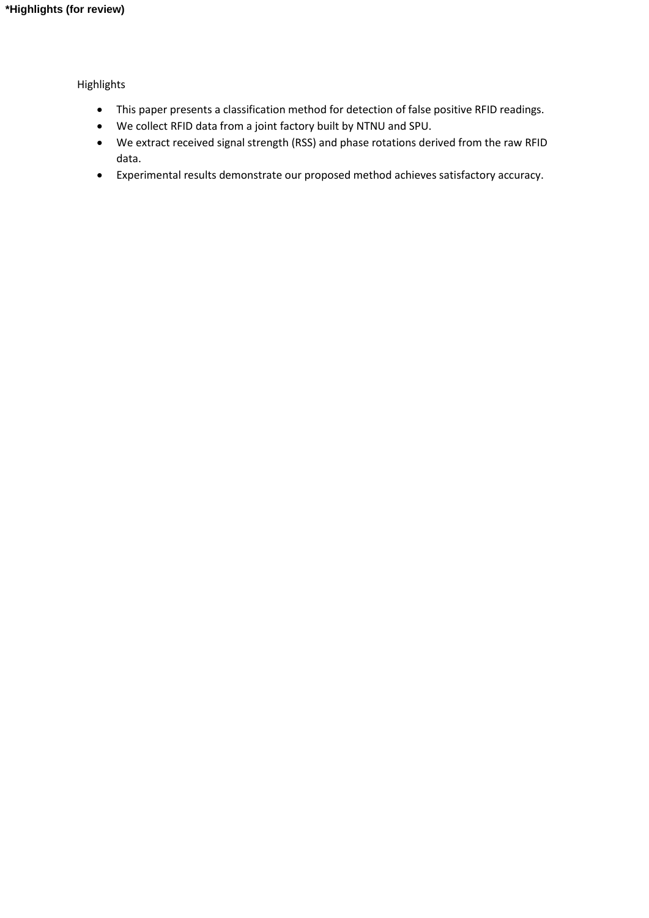**\*Highlights (for review)**

Highlights

- This paper presents a classification method for detection of false positive RFID readings.
- We collect RFID data from a joint factory built by NTNU and SPU.
- We extract received signal strength (RSS) and phase rotations derived from the raw RFID data.
- Experimental results demonstrate our proposed method achieves satisfactory accuracy.